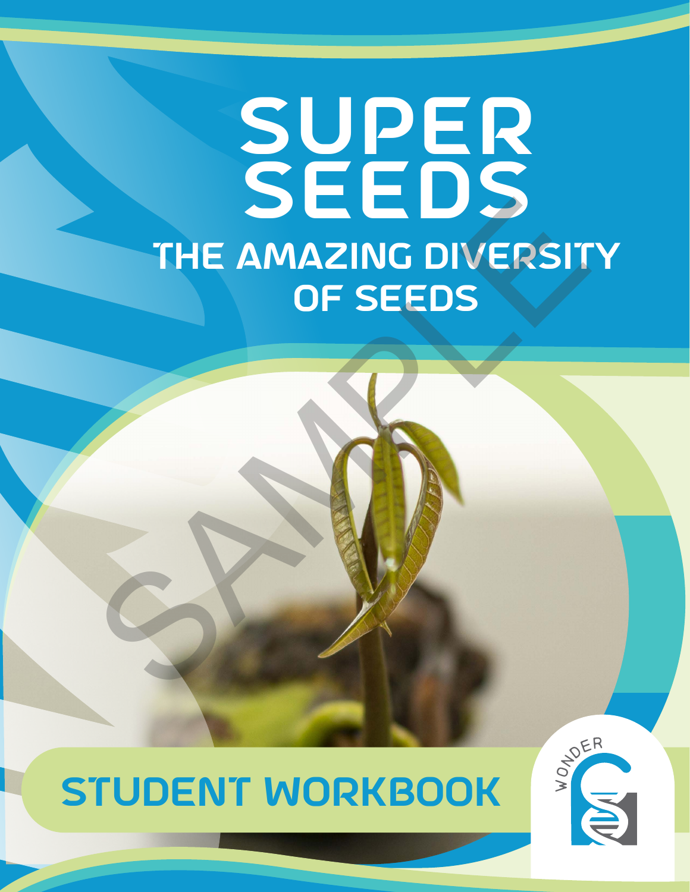# SUPER SEEDS

## THE AMAZING DIVERSITY OF SEEDS

SAMPLE

## STUDENT WORKBOOK

WONDER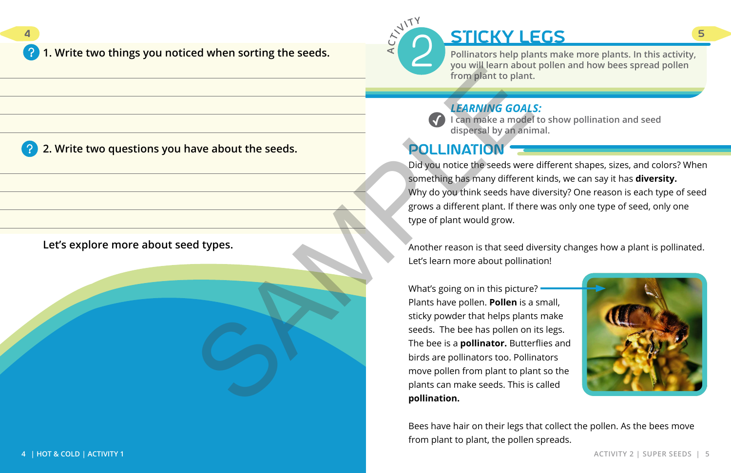1. Write two things you noticed when sorting the seeds.

2. Write two questions you have about the seeds.

Let's explore more about seed types.

# ACTIVITY 2 STICKY LEGS

Pollinators help plants make more plants. In this activity, you will learn about pollen and how bees spread pollen from plant to plant.

***LEARNING GOALS:***

I can make a model to show pollination and seed dispersal by an animal.

## POLLINATION

Did you notice the seeds were different shapes, sizes, and colors? When something has many different kinds, we can say it has **diversity.** Why do you think seeds have diversity? One reason is each type of seed grows a different plant. If there was only one type of seed, only one type of plant would grow.

Another reason is that seed diversity changes how a plant is pollinated. Let's learn more about pollination!

What's going on in this picture? Plants have pollen. **Pollen** is a small, sticky powder that helps plants make seeds. The bee has pollen on its legs. The bee is a **pollinator.** Butterflies and birds are pollinators too. Pollinators move pollen from plant to plant so the plants can make seeds. This is called **pollination.**

Bees have hair on their legs that collect the pollen. As the bees move from plant to plant, the pollen spreads.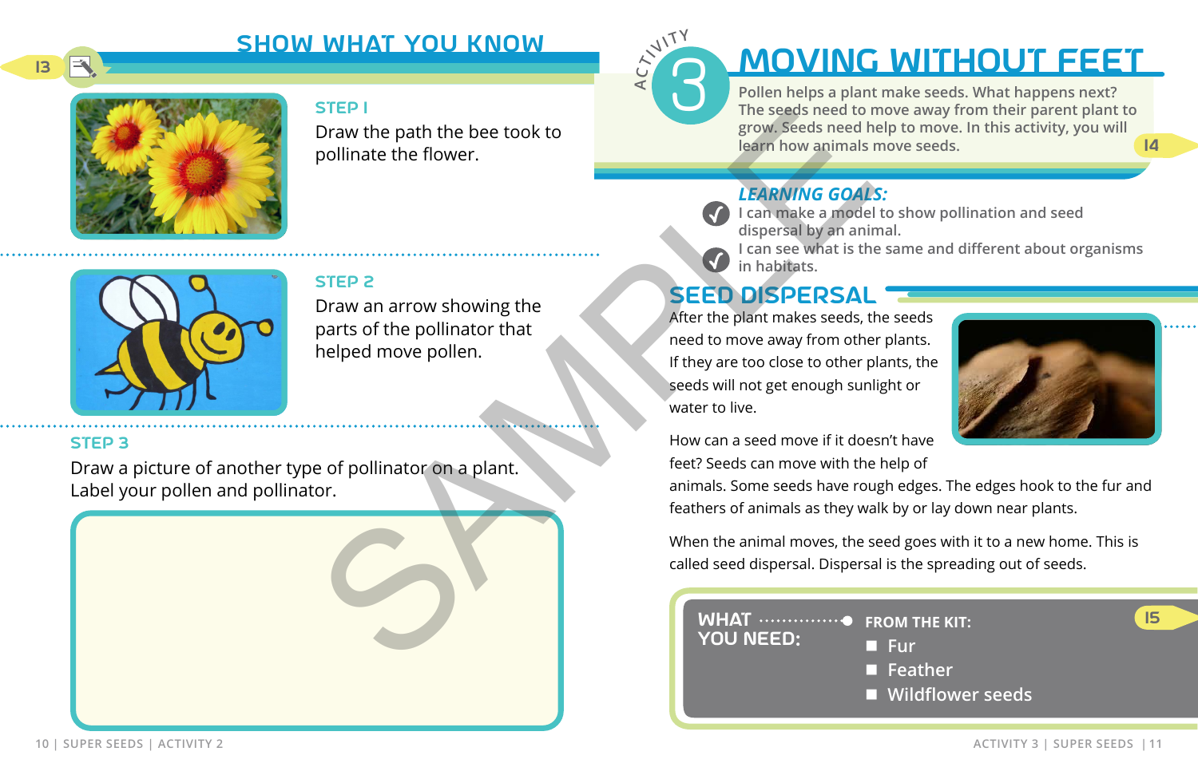## SHOW WHAT YOU KNOW

### STEP 1

Draw the path the bee took to pollinate the flower.

### STEP 2

Draw an arrow showing the parts of the pollinator that helped move pollen.

### STEP 3

Draw a picture of another type of pollinator on a plant. Label your pollen and pollinator.

# ACTIVITY 3 MOVING WITHOUT FEET

Pollen helps a plant make seeds. What happens next? The seeds need to move away from their parent plant to grow. Seeds need help to move. In this activity, you will learn how animals move seeds.

### *LEARNING GOALS:*

- I can make a model to show pollination and seed dispersal by an animal.
- I can see what is the same and different about organisms in habitats.

## SEED DISPERSAL

After the plant makes seeds, the seeds need to move away from other plants. If they are too close to other plants, the seeds will not get enough sunlight or water to live.

How can a seed move if it doesn't have feet? Seeds can move with the help of animals. Some seeds have rough edges. The edges hook to the fur and feathers of animals as they walk by or lay down near plants.

When the animal moves, the seed goes with it to a new home. This is called seed dispersal. Dispersal is the spreading out of seeds.

**WHAT YOU NEED:**

**FROM THE KIT:**

- Fur
- Feather
- Wildflower seeds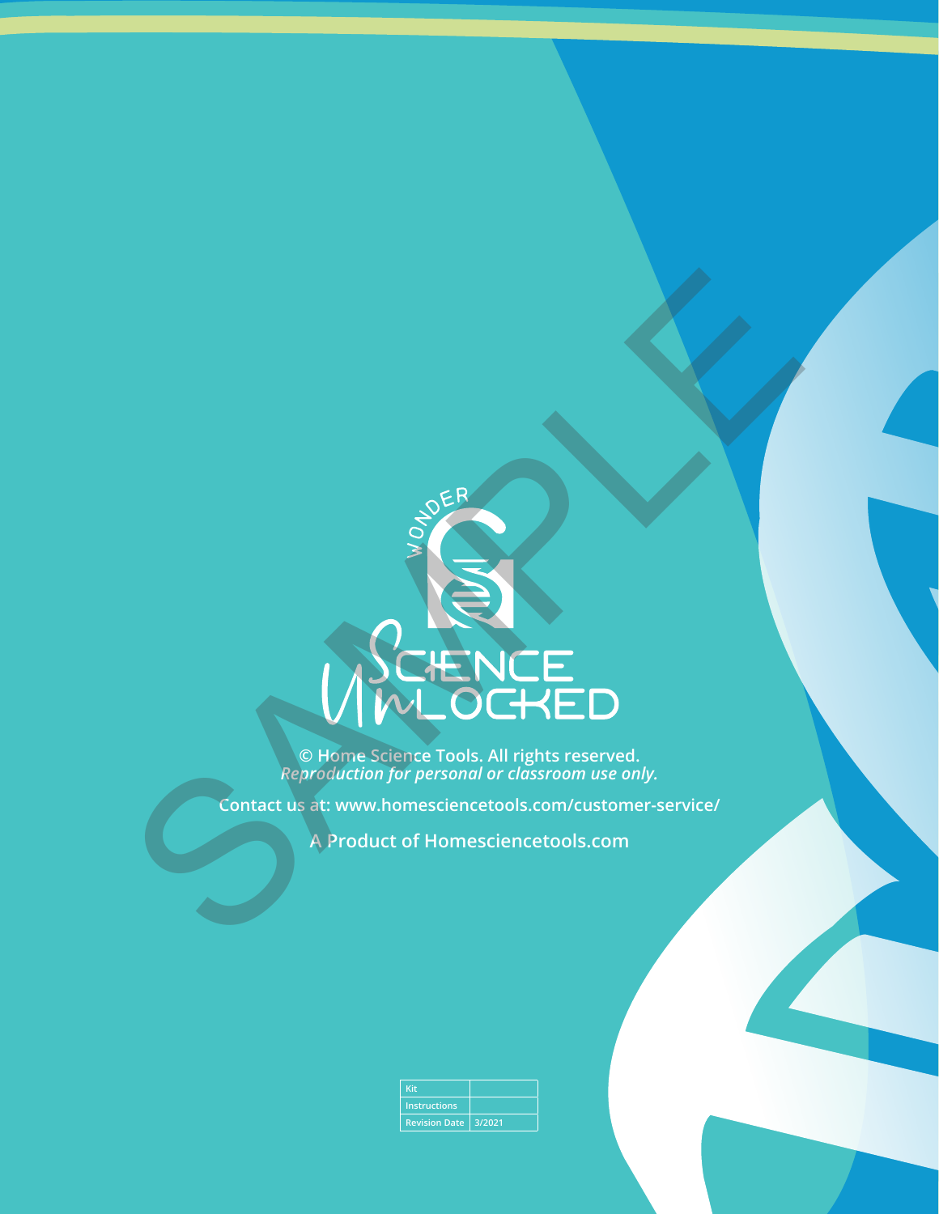WONDER

SCIENCE UNLOCKED

**© Home Science Tools. All rights reserved.**
***Reproduction for personal or classroom use only.***

**Contact us at: www.homesciencetools.com/customer-service/**

**A Product of Homesciencetools.com**

| | |
|---|---|
| Kit | |
| Instructions | |
| Revision Date | 3/2021 |